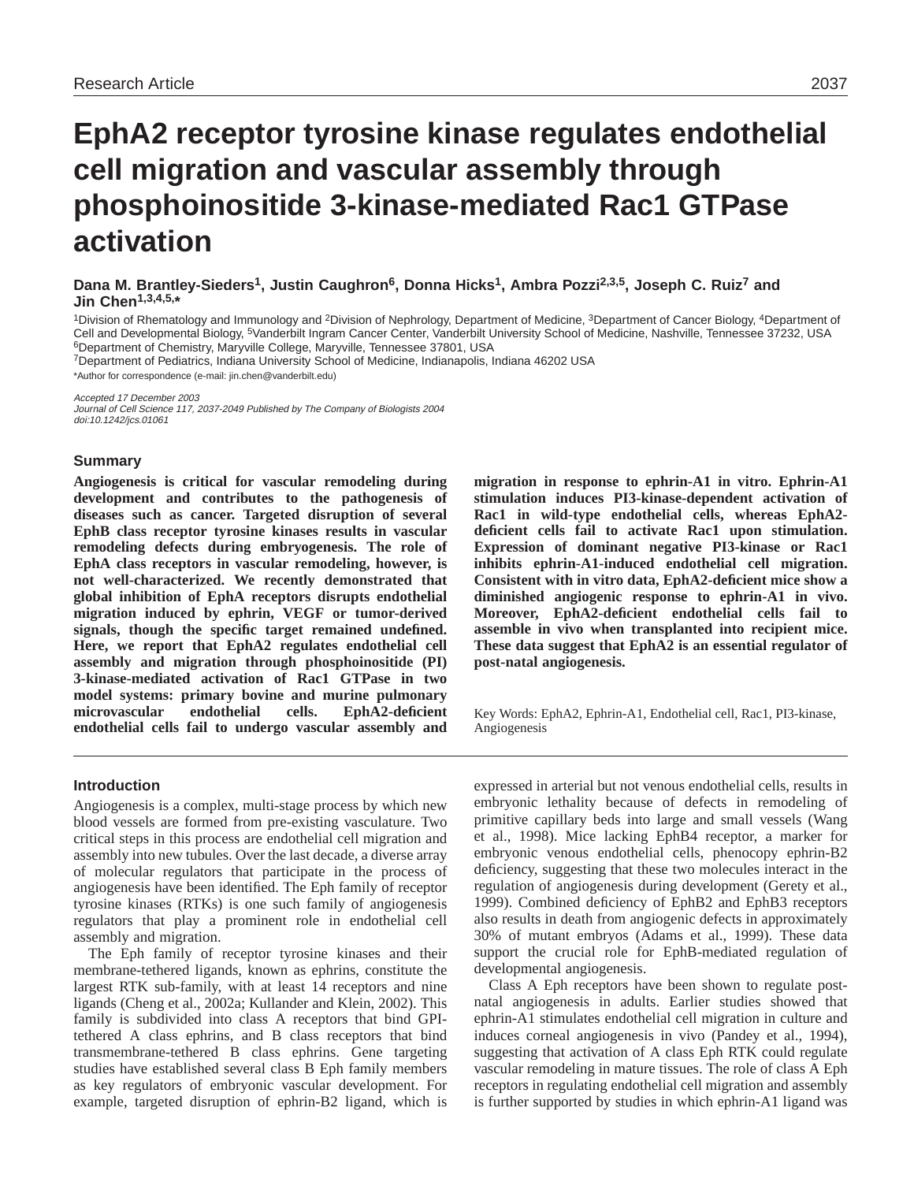# EphA2 receptor tyrosine kinase regulates endothelial cell migration and vascular assembly through phosphoinositide 3-kinase-mediated Rac1 GTPase activation

**Dana M. Brantley-Sieders[1], Justin Caughron[6], Donna Hicks[1], Ambra Pozzi[2,3,5], Joseph C. Ruiz[7] and Jin Chen[1,3,4,5,*]**

[1]Division of Rhematology and Immunology and [2]Division of Nephrology, Department of Medicine, [3]Department of Cancer Biology, [4]Department of Cell and Developmental Biology, [5]Vanderbilt Ingram Cancer Center, Vanderbilt University School of Medicine, Nashville, Tennessee 37232, USA
[6]Department of Chemistry, Maryville College, Maryville, Tennessee 37801, USA
[7]Department of Pediatrics, Indiana University School of Medicine, Indianapolis, Indiana 46202 USA
*Author for correspondence (e-mail: jin.chen@vanderbilt.edu)

*Accepted 17 December 2003*
*Journal of Cell Science 117, 2037-2049 Published by The Company of Biologists 2004*
*doi:10.1242/jcs.01061*

## Summary

**Angiogenesis is critical for vascular remodeling during development and contributes to the pathogenesis of diseases such as cancer. Targeted disruption of several EphB class receptor tyrosine kinases results in vascular remodeling defects during embryogenesis. The role of EphA class receptors in vascular remodeling, however, is not well-characterized. We recently demonstrated that global inhibition of EphA receptors disrupts endothelial migration induced by ephrin, VEGF or tumor-derived signals, though the specific target remained undefined. Here, we report that EphA2 regulates endothelial cell assembly and migration through phosphoinositide (PI) 3-kinase-mediated activation of Rac1 GTPase in two model systems: primary bovine and murine pulmonary microvascular endothelial cells. EphA2-deficient endothelial cells fail to undergo vascular assembly and migration in response to ephrin-A1 in vitro. Ephrin-A1 stimulation induces PI3-kinase-dependent activation of Rac1 in wild-type endothelial cells, whereas EphA2-deficient cells fail to activate Rac1 upon stimulation. Expression of dominant negative PI3-kinase or Rac1 inhibits ephrin-A1-induced endothelial cell migration. Consistent with in vitro data, EphA2-deficient mice show a diminished angiogenic response to ephrin-A1 in vivo. Moreover, EphA2-deficient endothelial cells fail to assemble in vivo when transplanted into recipient mice. These data suggest that EphA2 is an essential regulator of post-natal angiogenesis.**

Key Words: EphA2, Ephrin-A1, Endothelial cell, Rac1, PI3-kinase, Angiogenesis

## Introduction

Angiogenesis is a complex, multi-stage process by which new blood vessels are formed from pre-existing vasculature. Two critical steps in this process are endothelial cell migration and assembly into new tubules. Over the last decade, a diverse array of molecular regulators that participate in the process of angiogenesis have been identified. The Eph family of receptor tyrosine kinases (RTKs) is one such family of angiogenesis regulators that play a prominent role in endothelial cell assembly and migration.

The Eph family of receptor tyrosine kinases and their membrane-tethered ligands, known as ephrins, constitute the largest RTK sub-family, with at least 14 receptors and nine ligands (Cheng et al., 2002a; Kullander and Klein, 2002). This family is subdivided into class A receptors that bind GPI-tethered A class ephrins, and B class receptors that bind transmembrane-tethered B class ephrins. Gene targeting studies have established several class B Eph family members as key regulators of embryonic vascular development. For example, targeted disruption of ephrin-B2 ligand, which is expressed in arterial but not venous endothelial cells, results in embryonic lethality because of defects in remodeling of primitive capillary beds into large and small vessels (Wang et al., 1998). Mice lacking EphB4 receptor, a marker for embryonic venous endothelial cells, phenocopy ephrin-B2 deficiency, suggesting that these two molecules interact in the regulation of angiogenesis during development (Gerety et al., 1999). Combined deficiency of EphB2 and EphB3 receptors also results in death from angiogenic defects in approximately 30% of mutant embryos (Adams et al., 1999). These data support the crucial role for EphB-mediated regulation of developmental angiogenesis.

Class A Eph receptors have been shown to regulate post-natal angiogenesis in adults. Earlier studies showed that ephrin-A1 stimulates endothelial cell migration in culture and induces corneal angiogenesis in vivo (Pandey et al., 1994), suggesting that activation of A class Eph RTK could regulate vascular remodeling in mature tissues. The role of class A Eph receptors in regulating endothelial cell migration and assembly is further supported by studies in which ephrin-A1 ligand was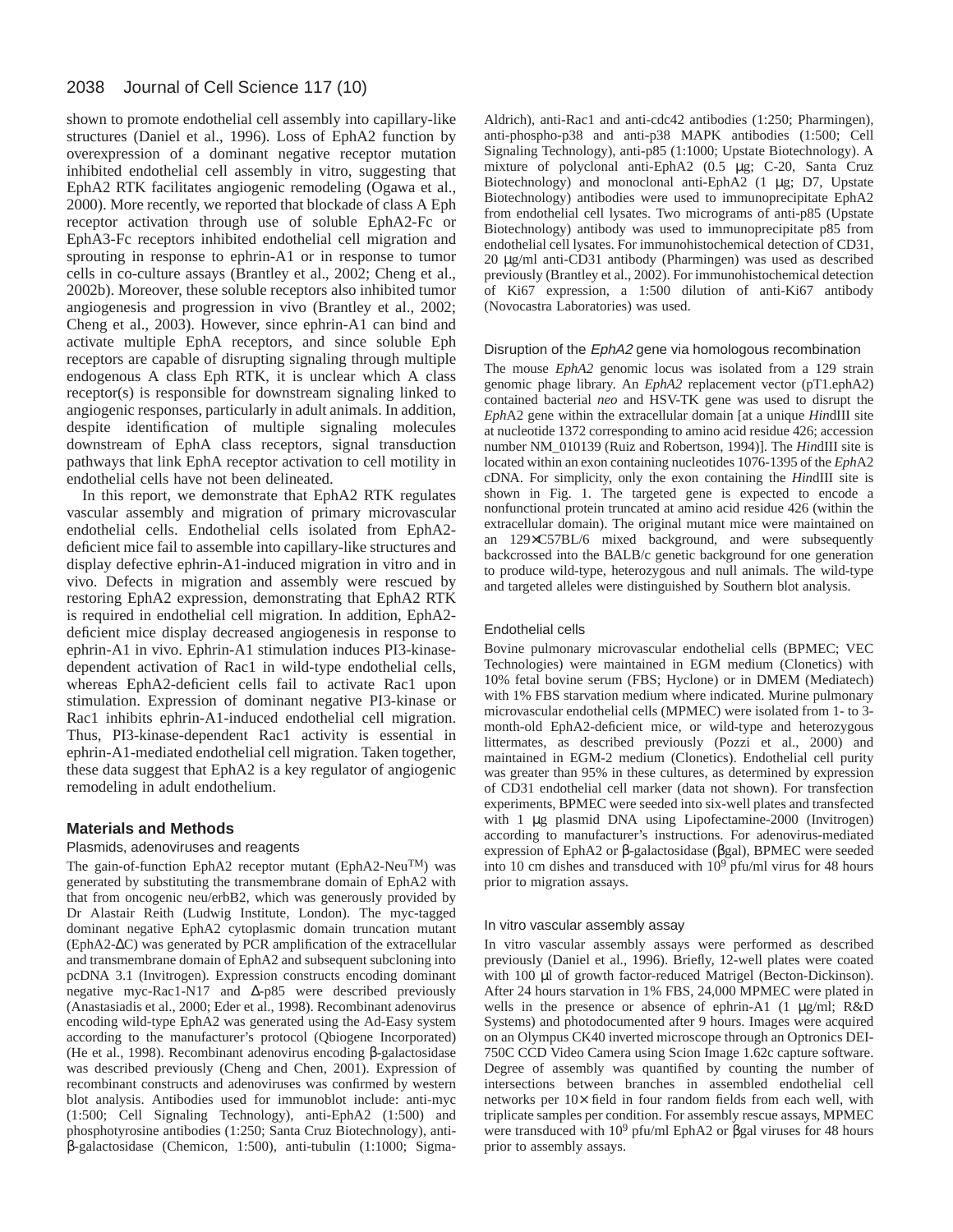shown to promote endothelial cell assembly into capillary-like structures (Daniel et al., 1996). Loss of EphA2 function by overexpression of a dominant negative receptor mutation inhibited endothelial cell assembly in vitro, suggesting that EphA2 RTK facilitates angiogenic remodeling (Ogawa et al., 2000). More recently, we reported that blockade of class A Eph receptor activation through use of soluble EphA2-Fc or EphA3-Fc receptors inhibited endothelial cell migration and sprouting in response to ephrin-A1 or in response to tumor cells in co-culture assays (Brantley et al., 2002; Cheng et al., 2002b). Moreover, these soluble receptors also inhibited tumor angiogenesis and progression in vivo (Brantley et al., 2002; Cheng et al., 2003). However, since ephrin-A1 can bind and activate multiple EphA receptors, and since soluble Eph receptors are capable of disrupting signaling through multiple endogenous A class Eph RTK, it is unclear which A class receptor(s) is responsible for downstream signaling linked to angiogenic responses, particularly in adult animals. In addition, despite identification of multiple signaling molecules downstream of EphA class receptors, signal transduction pathways that link EphA receptor activation to cell motility in endothelial cells have not been delineated.

In this report, we demonstrate that EphA2 RTK regulates vascular assembly and migration of primary microvascular endothelial cells. Endothelial cells isolated from EphA2-deficient mice fail to assemble into capillary-like structures and display defective ephrin-A1-induced migration in vitro and in vivo. Defects in migration and assembly were rescued by restoring EphA2 expression, demonstrating that EphA2 RTK is required in endothelial cell migration. In addition, EphA2-deficient mice display decreased angiogenesis in response to ephrin-A1 in vivo. Ephrin-A1 stimulation induces PI3-kinase-dependent activation of Rac1 in wild-type endothelial cells, whereas EphA2-deficient cells fail to activate Rac1 upon stimulation. Expression of dominant negative PI3-kinase or Rac1 inhibits ephrin-A1-induced endothelial cell migration. Thus, PI3-kinase-dependent Rac1 activity is essential in ephrin-A1-mediated endothelial cell migration. Taken together, these data suggest that EphA2 is a key regulator of angiogenic remodeling in adult endothelium.

## Materials and Methods

### Plasmids, adenoviruses and reagents

The gain-of-function EphA2 receptor mutant (EphA2-Neu[TM]) was generated by substituting the transmembrane domain of EphA2 with that from oncogenic neu/erbB2, which was generously provided by Dr Alastair Reith (Ludwig Institute, London). The myc-tagged dominant negative EphA2 cytoplasmic domain truncation mutant (EphA2-ΔC) was generated by PCR amplification of the extracellular and transmembrane domain of EphA2 and subsequent subcloning into pcDNA 3.1 (Invitrogen). Expression constructs encoding dominant negative myc-Rac1-N17 and Δ-p85 were described previously (Anastasiadis et al., 2000; Eder et al., 1998). Recombinant adenovirus encoding wild-type EphA2 was generated using the Ad-Easy system according to the manufacturer's protocol (Qbiogene Incorporated) (He et al., 1998). Recombinant adenovirus encoding β-galactosidase was described previously (Cheng and Chen, 2001). Expression of recombinant constructs and adenoviruses was confirmed by western blot analysis. Antibodies used for immunoblot include: anti-myc (1:500; Cell Signaling Technology), anti-EphA2 (1:500) and phosphotyrosine antibodies (1:250; Santa Cruz Biotechnology), anti-β-galactosidase (Chemicon, 1:500), anti-tubulin (1:1000; Sigma-Aldrich), anti-Rac1 and anti-cdc42 antibodies (1:250; Pharmingen), anti-phospho-p38 and anti-p38 MAPK antibodies (1:500; Cell Signaling Technology), anti-p85 (1:1000; Upstate Biotechnology). A mixture of polyclonal anti-EphA2 (0.5 μg; C-20, Santa Cruz Biotechnology) and monoclonal anti-EphA2 (1 μg; D7, Upstate Biotechnology) antibodies were used to immunoprecipitate EphA2 from endothelial cell lysates. Two micrograms of anti-p85 (Upstate Biotechnology) antibody was used to immunoprecipitate p85 from endothelial cell lysates. For immunohistochemical detection of CD31, 20 μg/ml anti-CD31 antibody (Pharmingen) was used as described previously (Brantley et al., 2002). For immunohistochemical detection of Ki67 expression, a 1:500 dilution of anti-Ki67 antibody (Novocastra Laboratories) was used.

### Disruption of the *EphA2* gene via homologous recombination

The mouse *EphA2* genomic locus was isolated from a 129 strain genomic phage library. An *EphA2* replacement vector (pT1.ephA2) contained bacterial *neo* and HSV-TK gene was used to disrupt the *Eph*A2 gene within the extracellular domain [at a unique *Hin*dIII site at nucleotide 1372 corresponding to amino acid residue 426; accession number NM_010139 (Ruiz and Robertson, 1994)]. The *Hin*dIII site is located within an exon containing nucleotides 1076-1395 of the *Eph*A2 cDNA. For simplicity, only the exon containing the *Hin*dIII site is shown in Fig. 1. The targeted gene is expected to encode a nonfunctional protein truncated at amino acid residue 426 (within the extracellular domain). The original mutant mice were maintained on an 129×C57BL/6 mixed background, and were subsequently backcrossed into the BALB/c genetic background for one generation to produce wild-type, heterozygous and null animals. The wild-type and targeted alleles were distinguished by Southern blot analysis.

### Endothelial cells

Bovine pulmonary microvascular endothelial cells (BPMEC; VEC Technologies) were maintained in EGM medium (Clonetics) with 10% fetal bovine serum (FBS; Hyclone) or in DMEM (Mediatech) with 1% FBS starvation medium where indicated. Murine pulmonary microvascular endothelial cells (MPMEC) were isolated from 1- to 3-month-old EphA2-deficient mice, or wild-type and heterozygous littermates, as described previously (Pozzi et al., 2000) and maintained in EGM-2 medium (Clonetics). Endothelial cell purity was greater than 95% in these cultures, as determined by expression of CD31 endothelial cell marker (data not shown). For transfection experiments, BPMEC were seeded into six-well plates and transfected with 1 μg plasmid DNA using Lipofectamine-2000 (Invitrogen) according to manufacturer's instructions. For adenovirus-mediated expression of EphA2 or β-galactosidase (βgal), BPMEC were seeded into 10 cm dishes and transduced with $10^9$ pfu/ml virus for 48 hours prior to migration assays.

### In vitro vascular assembly assay

In vitro vascular assembly assays were performed as described previously (Daniel et al., 1996). Briefly, 12-well plates were coated with 100 μl of growth factor-reduced Matrigel (Becton-Dickinson). After 24 hours starvation in 1% FBS, 24,000 MPMEC were plated in wells in the presence or absence of ephrin-A1 (1 μg/ml; R&D Systems) and photodocumented after 9 hours. Images were acquired on an Olympus CK40 inverted microscope through an Optronics DEI-750C CCD Video Camera using Scion Image 1.62c capture software. Degree of assembly was quantified by counting the number of intersections between branches in assembled endothelial cell networks per 10× field in four random fields from each well, with triplicate samples per condition. For assembly rescue assays, MPMEC were transduced with $10^9$ pfu/ml EphA2 or βgal viruses for 48 hours prior to assembly assays.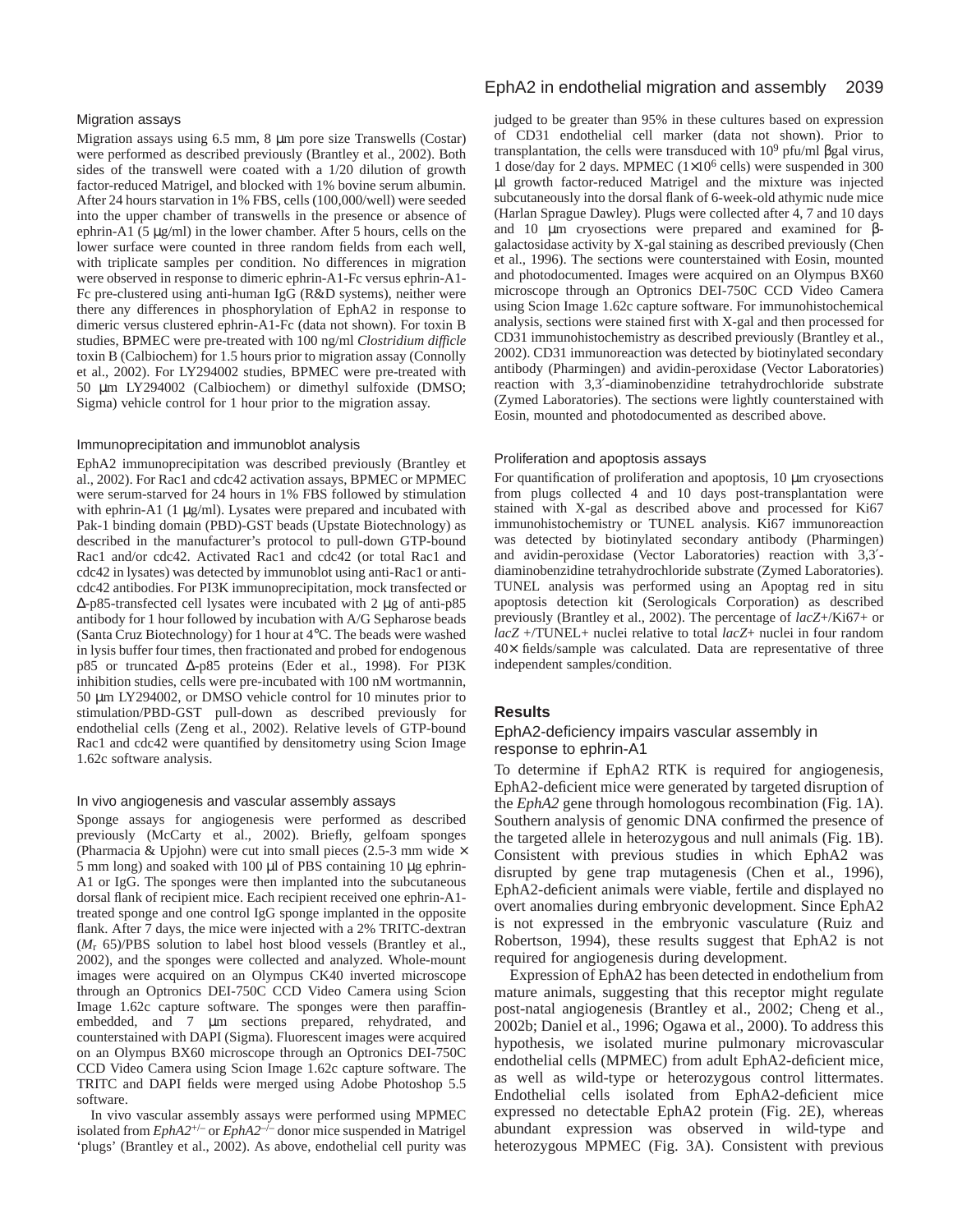### Migration assays

Migration assays using 6.5 mm, 8 μm pore size Transwells (Costar) were performed as described previously (Brantley et al., 2002). Both sides of the transwell were coated with a 1/20 dilution of growth factor-reduced Matrigel, and blocked with 1% bovine serum albumin. After 24 hours starvation in 1% FBS, cells (100,000/well) were seeded into the upper chamber of transwells in the presence or absence of ephrin-A1 (5 μg/ml) in the lower chamber. After 5 hours, cells on the lower surface were counted in three random fields from each well, with triplicate samples per condition. No differences in migration were observed in response to dimeric ephrin-A1-Fc versus ephrin-A1-Fc pre-clustered using anti-human IgG (R&D systems), neither were there any differences in phosphorylation of EphA2 in response to dimeric versus clustered ephrin-A1-Fc (data not shown). For toxin B studies, BPMEC were pre-treated with 100 ng/ml *Clostridium difficle* toxin B (Calbiochem) for 1.5 hours prior to migration assay (Connolly et al., 2002). For LY294002 studies, BPMEC were pre-treated with 50 μm LY294002 (Calbiochem) or dimethyl sulfoxide (DMSO; Sigma) vehicle control for 1 hour prior to the migration assay.

### Immunoprecipitation and immunoblot analysis

EphA2 immunoprecipitation was described previously (Brantley et al., 2002). For Rac1 and cdc42 activation assays, BPMEC or MPMEC were serum-starved for 24 hours in 1% FBS followed by stimulation with ephrin-A1 (1 μg/ml). Lysates were prepared and incubated with Pak-1 binding domain (PBD)-GST beads (Upstate Biotechnology) as described in the manufacturer's protocol to pull-down GTP-bound Rac1 and/or cdc42. Activated Rac1 and cdc42 (or total Rac1 and cdc42 in lysates) was detected by immunoblot using anti-Rac1 or anti-cdc42 antibodies. For PI3K immunoprecipitation, mock transfected or Δ-p85-transfected cell lysates were incubated with 2 μg of anti-p85 antibody for 1 hour followed by incubation with A/G Sepharose beads (Santa Cruz Biotechnology) for 1 hour at 4°C. The beads were washed in lysis buffer four times, then fractionated and probed for endogenous p85 or truncated Δ-p85 proteins (Eder et al., 1998). For PI3K inhibition studies, cells were pre-incubated with 100 nM wortmannin, 50 μm LY294002, or DMSO vehicle control for 10 minutes prior to stimulation/PBD-GST pull-down as described previously for endothelial cells (Zeng et al., 2002). Relative levels of GTP-bound Rac1 and cdc42 were quantified by densitometry using Scion Image 1.62c software analysis.

### In vivo angiogenesis and vascular assembly assays

Sponge assays for angiogenesis were performed as described previously (McCarty et al., 2002). Briefly, gelfoam sponges (Pharmacia & Upjohn) were cut into small pieces (2.5-3 mm wide × 5 mm long) and soaked with 100 μl of PBS containing 10 μg ephrin-A1 or IgG. The sponges were then implanted into the subcutaneous dorsal flank of recipient mice. Each recipient received one ephrin-A1-treated sponge and one control IgG sponge implanted in the opposite flank. After 7 days, the mice were injected with a 2% TRITC-dextran ($M_r$ 65)/PBS solution to label host blood vessels (Brantley et al., 2002), and the sponges were collected and analyzed. Whole-mount images were acquired on an Olympus CK40 inverted microscope through an Optronics DEI-750C CCD Video Camera using Scion Image 1.62c capture software. The sponges were then paraffin-embedded, and 7 μm sections prepared, rehydrated, and counterstained with DAPI (Sigma). Fluorescent images were acquired on an Olympus BX60 microscope through an Optronics DEI-750C CCD Video Camera using Scion Image 1.62c capture software. The TRITC and DAPI fields were merged using Adobe Photoshop 5.5 software.

In vivo vascular assembly assays were performed using MPMEC isolated from *EphA2*$^{+/-}$ or *EphA2*$^{-/-}$ donor mice suspended in Matrigel 'plugs' (Brantley et al., 2002). As above, endothelial cell purity was judged to be greater than 95% in these cultures based on expression of CD31 endothelial cell marker (data not shown). Prior to transplantation, the cells were transduced with $10^9$ pfu/ml βgal virus, 1 dose/day for 2 days. MPMEC ($1\times10^6$ cells) were suspended in 300 μl growth factor-reduced Matrigel and the mixture was injected subcutaneously into the dorsal flank of 6-week-old athymic nude mice (Harlan Sprague Dawley). Plugs were collected after 4, 7 and 10 days and 10 μm cryosections were prepared and examined for β-galactosidase activity by X-gal staining as described previously (Chen et al., 1996). The sections were counterstained with Eosin, mounted and photodocumented. Images were acquired on an Olympus BX60 microscope through an Optronics DEI-750C CCD Video Camera using Scion Image 1.62c capture software. For immunohistochemical analysis, sections were stained first with X-gal and then processed for CD31 immunohistochemistry as described previously (Brantley et al., 2002). CD31 immunoreaction was detected by biotinylated secondary antibody (Pharmingen) and avidin-peroxidase (Vector Laboratories) reaction with 3,3′-diaminobenzidine tetrahydrochloride substrate (Zymed Laboratories). The sections were lightly counterstained with Eosin, mounted and photodocumented as described above.

### Proliferation and apoptosis assays

For quantification of proliferation and apoptosis, 10 μm cryosections from plugs collected 4 and 10 days post-transplantation were stained with X-gal as described above and processed for Ki67 immunohistochemistry or TUNEL analysis. Ki67 immunoreaction was detected by biotinylated secondary antibody (Pharmingen) and avidin-peroxidase (Vector Laboratories) reaction with 3,3′-diaminobenzidine tetrahydrochloride substrate (Zymed Laboratories). TUNEL analysis was performed using an Apoptag red in situ apoptosis detection kit (Serologicals Corporation) as described previously (Brantley et al., 2002). The percentage of *lacZ*+/Ki67+ or *lacZ* +/TUNEL+ nuclei relative to total *lacZ*+ nuclei in four random 40× fields/sample was calculated. Data are representative of three independent samples/condition.

## Results

### EphA2-deficiency impairs vascular assembly in response to ephrin-A1

To determine if EphA2 RTK is required for angiogenesis, EphA2-deficient mice were generated by targeted disruption of the *EphA2* gene through homologous recombination (Fig. 1A). Southern analysis of genomic DNA confirmed the presence of the targeted allele in heterozygous and null animals (Fig. 1B). Consistent with previous studies in which EphA2 was disrupted by gene trap mutagenesis (Chen et al., 1996), EphA2-deficient animals were viable, fertile and displayed no overt anomalies during embryonic development. Since EphA2 is not expressed in the embryonic vasculature (Ruiz and Robertson, 1994), these results suggest that EphA2 is not required for angiogenesis during development.

Expression of EphA2 has been detected in endothelium from mature animals, suggesting that this receptor might regulate post-natal angiogenesis (Brantley et al., 2002; Cheng et al., 2002b; Daniel et al., 1996; Ogawa et al., 2000). To address this hypothesis, we isolated murine pulmonary microvascular endothelial cells (MPMEC) from adult EphA2-deficient mice, as well as wild-type or heterozygous control littermates. Endothelial cells isolated from EphA2-deficient mice expressed no detectable EphA2 protein (Fig. 2E), whereas abundant expression was observed in wild-type and heterozygous MPMEC (Fig. 3A). Consistent with previous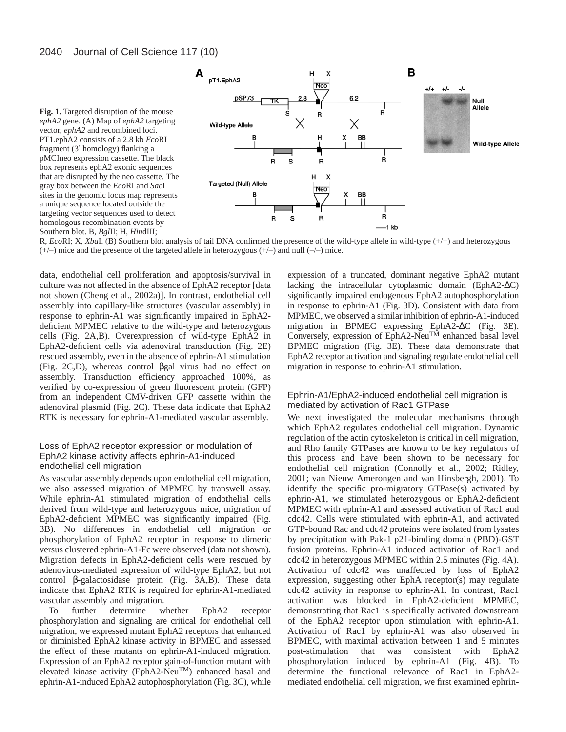**Fig. 1.** Targeted disruption of the mouse *ephA2* gene. (A) Map of *ephA2* targeting vector, *ephA2* and recombined loci. PT1.ephA2 consists of a 2.8 kb *Eco*RI fragment (3′ homology) flanking a pMCIneo expression cassette. The black box represents ephA2 exonic sequences that are disrupted by the neo cassette. The gray box between the *Eco*RI and *Sac*I sites in the genomic locus map represents a unique sequence located outside the targeting vector sequences used to detect homologous recombination events by Southern blot. B, *Bgl*II; H, *Hin*dIII; R, *Eco*RI; X, *Xba*I. (B) Southern blot analysis of tail DNA confirmed the presence of the wild-type allele in wild-type (+/+) and heterozygous (+/–) mice and the presence of the targeted allele in heterozygous (+/–) and null (–/–) mice.

data, endothelial cell proliferation and apoptosis/survival in culture was not affected in the absence of EphA2 receptor [data not shown (Cheng et al., 2002a)]. In contrast, endothelial cell assembly into capillary-like structures (vascular assembly) in response to ephrin-A1 was significantly impaired in EphA2-deficient MPMEC relative to the wild-type and heterozygous cells (Fig. 2A,B). Overexpression of wild-type EphA2 in EphA2-deficient cells via adenoviral transduction (Fig. 2E) rescued assembly, even in the absence of ephrin-A1 stimulation (Fig. 2C,D), whereas control βgal virus had no effect on assembly. Transduction efficiency approached 100%, as verified by co-expression of green fluorescent protein (GFP) from an independent CMV-driven GFP cassette within the adenoviral plasmid (Fig. 2C). These data indicate that EphA2 RTK is necessary for ephrin-A1-mediated vascular assembly.

### Loss of EphA2 receptor expression or modulation of EphA2 kinase activity affects ephrin-A1-induced endothelial cell migration

As vascular assembly depends upon endothelial cell migration, we also assessed migration of MPMEC by transwell assay. While ephrin-A1 stimulated migration of endothelial cells derived from wild-type and heterozygous mice, migration of EphA2-deficient MPMEC was significantly impaired (Fig. 3B). No differences in endothelial cell migration or phosphorylation of EphA2 receptor in response to dimeric versus clustered ephrin-A1-Fc were observed (data not shown). Migration defects in EphA2-deficient cells were rescued by adenovirus-mediated expression of wild-type EphA2, but not control β-galactosidase protein (Fig. 3A,B). These data indicate that EphA2 RTK is required for ephrin-A1-mediated vascular assembly and migration.

To further determine whether EphA2 receptor phosphorylation and signaling are critical for endothelial cell migration, we expressed mutant EphA2 receptors that enhanced or diminished EphA2 kinase activity in BPMEC and assessed the effect of these mutants on ephrin-A1-induced migration. Expression of an EphA2 receptor gain-of-function mutant with elevated kinase activity (EphA2-Neu$^{TM}$) enhanced basal and ephrin-A1-induced EphA2 autophosphorylation (Fig. 3C), while expression of a truncated, dominant negative EphA2 mutant lacking the intracellular cytoplasmic domain (EphA2-ΔC) significantly impaired endogenous EphA2 autophosphorylation in response to ephrin-A1 (Fig. 3D). Consistent with data from MPMEC, we observed a similar inhibition of ephrin-A1-induced migration in BPMEC expressing EphA2-ΔC (Fig. 3E). Conversely, expression of EphA2-Neu$^{TM}$ enhanced basal level BPMEC migration (Fig. 3E). These data demonstrate that EphA2 receptor activation and signaling regulate endothelial cell migration in response to ephrin-A1 stimulation.

### Ephrin-A1/EphA2-induced endothelial cell migration is mediated by activation of Rac1 GTPase

We next investigated the molecular mechanisms through which EphA2 regulates endothelial cell migration. Dynamic regulation of the actin cytoskeleton is critical in cell migration, and Rho family GTPases are known to be key regulators of this process and have been shown to be necessary for endothelial cell migration (Connolly et al., 2002; Ridley, 2001; van Nieuw Amerongen and van Hinsbergh, 2001). To identify the specific pro-migratory GTPase(s) activated by ephrin-A1, we stimulated heterozygous or EphA2-deficient MPMEC with ephrin-A1 and assessed activation of Rac1 and cdc42. Cells were stimulated with ephrin-A1, and activated GTP-bound Rac and cdc42 proteins were isolated from lysates by precipitation with Pak-1 p21-binding domain (PBD)-GST fusion proteins. Ephrin-A1 induced activation of Rac1 and cdc42 in heterozygous MPMEC within 2.5 minutes (Fig. 4A). Activation of cdc42 was unaffected by loss of EphA2 expression, suggesting other EphA receptor(s) may regulate cdc42 activity in response to ephrin-A1. In contrast, Rac1 activation was blocked in EphA2-deficient MPMEC, demonstrating that Rac1 is specifically activated downstream of the EphA2 receptor upon stimulation with ephrin-A1. Activation of Rac1 by ephrin-A1 was also observed in BPMEC, with maximal activation between 1 and 5 minutes post-stimulation that was consistent with EphA2 phosphorylation induced by ephrin-A1 (Fig. 4B). To determine the functional relevance of Rac1 in EphA2-mediated endothelial cell migration, we first examined ephrin-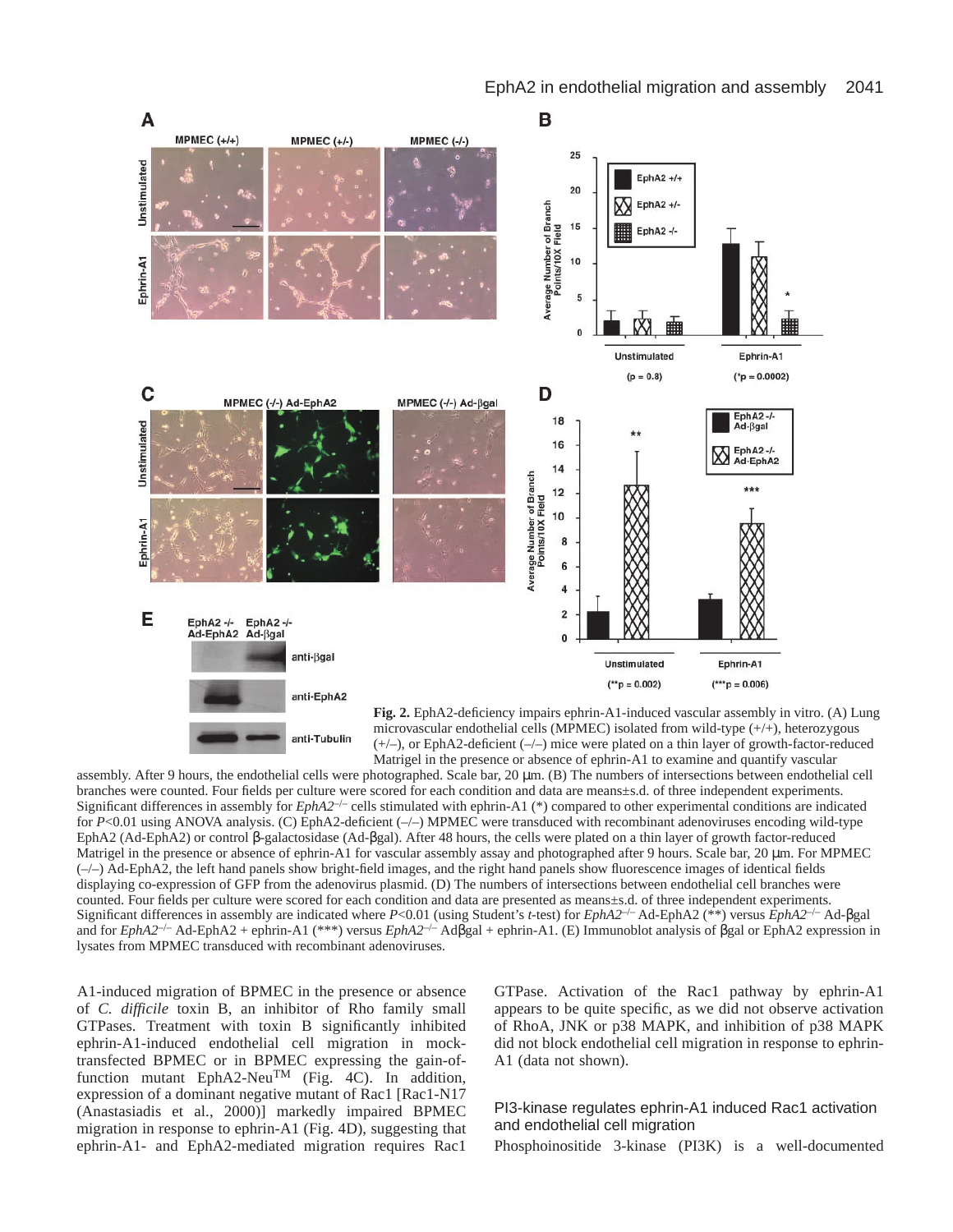**Fig. 2.** EphA2-deficiency impairs ephrin-A1-induced vascular assembly in vitro. (A) Lung microvascular endothelial cells (MPMEC) isolated from wild-type (+/+), heterozygous (+/–), or EphA2-deficient (–/–) mice were plated on a thin layer of growth-factor-reduced Matrigel in the presence or absence of ephrin-A1 to examine and quantify vascular assembly. After 9 hours, the endothelial cells were photographed. Scale bar, 20 μm. (B) The numbers of intersections between endothelial cell branches were counted. Four fields per culture were scored for each condition and data are means±s.d. of three independent experiments. Significant differences in assembly for *EphA2*$^{-/-}$ cells stimulated with ephrin-A1 (*) compared to other experimental conditions are indicated for $P<0.01$ using ANOVA analysis. (C) EphA2-deficient (–/–) MPMEC were transduced with recombinant adenoviruses encoding wild-type EphA2 (Ad-EphA2) or control β-galactosidase (Ad-βgal). After 48 hours, the cells were plated on a thin layer of growth factor-reduced Matrigel in the presence or absence of ephrin-A1 for vascular assembly assay and photographed after 9 hours. Scale bar, 20 μm. For MPMEC (–/–) Ad-EphA2, the left hand panels show bright-field images, and the right hand panels show fluorescence images of identical fields displaying co-expression of GFP from the adenovirus plasmid. (D) The numbers of intersections between endothelial cell branches were counted. Four fields per culture were scored for each condition and data are presented as means±s.d. of three independent experiments. Significant differences in assembly are indicated where $P<0.01$ (using Student's *t*-test) for *EphA2*$^{-/-}$ Ad-EphA2 (**) versus *EphA2*$^{-/-}$ Ad-βgal and for *EphA2*$^{-/-}$ Ad-EphA2 + ephrin-A1 (***) versus *EphA2*$^{-/-}$ Adβgal + ephrin-A1. (E) Immunoblot analysis of βgal or EphA2 expression in lysates from MPMEC transduced with recombinant adenoviruses.

A1-induced migration of BPMEC in the presence or absence of *C. difficile* toxin B, an inhibitor of Rho family small GTPases. Treatment with toxin B significantly inhibited ephrin-A1-induced endothelial cell migration in mock-transfected BPMEC or in BPMEC expressing the gain-of-function mutant EphA2-Neu[TM] (Fig. 4C). In addition, expression of a dominant negative mutant of Rac1 [Rac1-N17 (Anastasiadis et al., 2000)] markedly impaired BPMEC migration in response to ephrin-A1 (Fig. 4D), suggesting that ephrin-A1- and EphA2-mediated migration requires Rac1 GTPase. Activation of the Rac1 pathway by ephrin-A1 appears to be quite specific, as we did not observe activation of RhoA, JNK or p38 MAPK, and inhibition of p38 MAPK did not block endothelial cell migration in response to ephrin-A1 (data not shown).

### PI3-kinase regulates ephrin-A1 induced Rac1 activation and endothelial cell migration

Phosphoinositide 3-kinase (PI3K) is a well-documented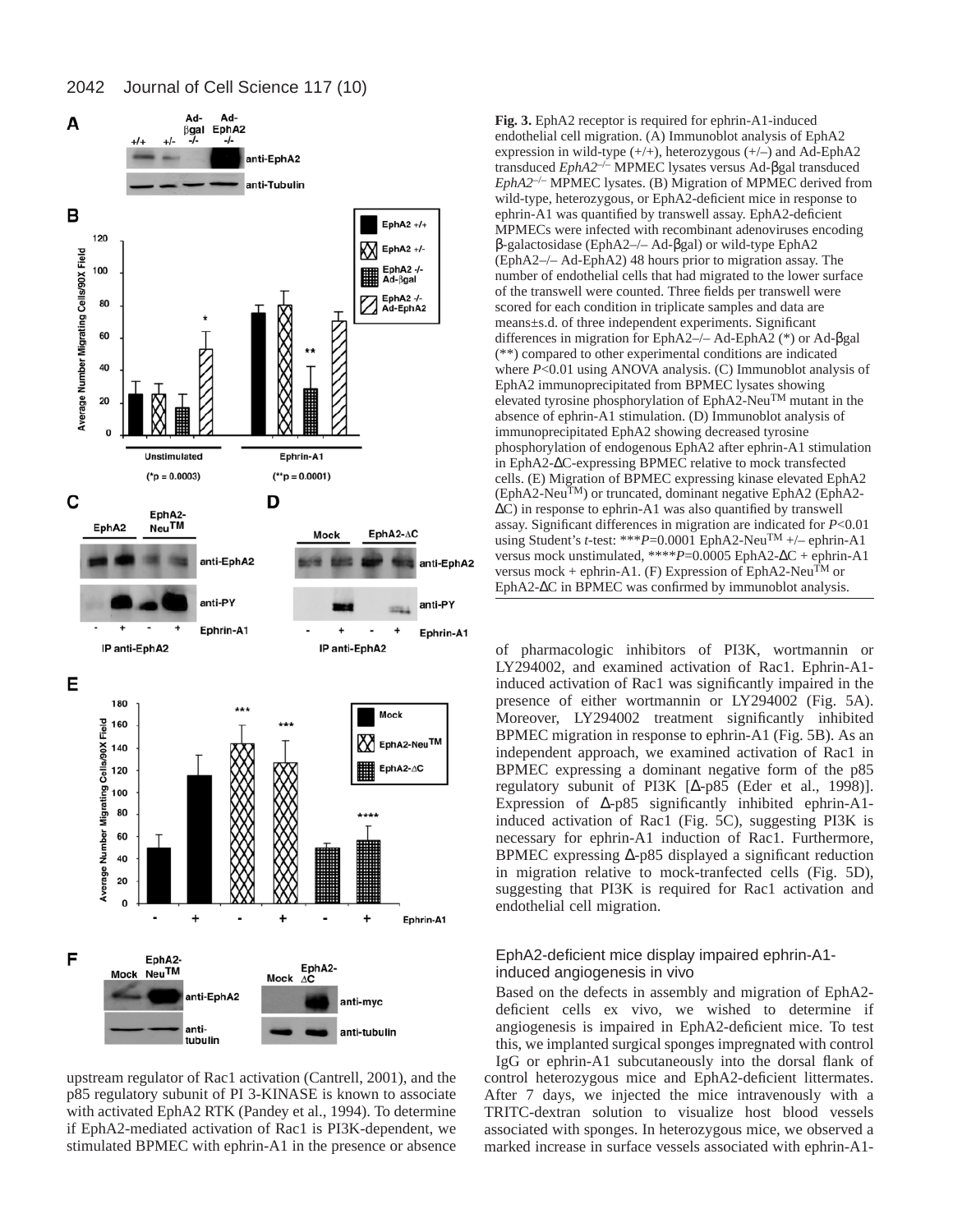**Fig. 3.** EphA2 receptor is required for ephrin-A1-induced endothelial cell migration. (A) Immunoblot analysis of EphA2 expression in wild-type (+/+), heterozygous (+/–) and Ad-EphA2 transduced *EphA2*$^{-/-}$ MPMEC lysates versus Ad-βgal transduced *EphA2*$^{-/-}$ MPMEC lysates. (B) Migration of MPMEC derived from wild-type, heterozygous, or EphA2-deficient mice in response to ephrin-A1 was quantified by transwell assay. EphA2-deficient MPMECs were infected with recombinant adenoviruses encoding β-galactosidase (EphA2–/– Ad-βgal) or wild-type EphA2 (EphA2–/– Ad-EphA2) 48 hours prior to migration assay. The number of endothelial cells that had migrated to the lower surface of the transwell were counted. Three fields per transwell were scored for each condition in triplicate samples and data are means±s.d. of three independent experiments. Significant differences in migration for EphA2–/– Ad-EphA2 (*) or Ad-βgal (**) compared to other experimental conditions are indicated where $P<0.01$ using ANOVA analysis. (C) Immunoblot analysis of EphA2 immunoprecipitated from BPMEC lysates showing elevated tyrosine phosphorylation of EphA2-Neu$^{TM}$ mutant in the absence of ephrin-A1 stimulation. (D) Immunoblot analysis of immunoprecipitated EphA2 showing decreased tyrosine phosphorylation of endogenous EphA2 after ephrin-A1 stimulation in EphA2-ΔC-expressing BPMEC relative to mock transfected cells. (E) Migration of BPMEC expressing kinase elevated EphA2 (EphA2-Neu$^{TM}$) or truncated, dominant negative EphA2 (EphA2-ΔC) in response to ephrin-A1 was also quantified by transwell assay. Significant differences in migration are indicated for $P<0.01$ using Student's *t*-test: ***$P=0.0001$ EphA2-Neu$^{TM}$ +/– ephrin-A1 versus mock unstimulated, ****$P=0.0005$ EphA2-ΔC + ephrin-A1 versus mock + ephrin-A1. (F) Expression of EphA2-Neu$^{TM}$ or EphA2-ΔC in BPMEC was confirmed by immunoblot analysis.

upstream regulator of Rac1 activation (Cantrell, 2001), and the p85 regulatory subunit of PI 3-KINASE is known to associate with activated EphA2 RTK (Pandey et al., 1994). To determine if EphA2-mediated activation of Rac1 is PI3K-dependent, we stimulated BPMEC with ephrin-A1 in the presence or absence of pharmacologic inhibitors of PI3K, wortmannin or LY294002, and examined activation of Rac1. Ephrin-A1-induced activation of Rac1 was significantly impaired in the presence of either wortmannin or LY294002 (Fig. 5A). Moreover, LY294002 treatment significantly inhibited BPMEC migration in response to ephrin-A1 (Fig. 5B). As an independent approach, we examined activation of Rac1 in BPMEC expressing a dominant negative form of the p85 regulatory subunit of PI3K [Δ-p85 (Eder et al., 1998)]. Expression of Δ-p85 significantly inhibited ephrin-A1-induced activation of Rac1 (Fig. 5C), suggesting PI3K is necessary for ephrin-A1 induction of Rac1. Furthermore, BPMEC expressing Δ-p85 displayed a significant reduction in migration relative to mock-tranfected cells (Fig. 5D), suggesting that PI3K is required for Rac1 activation and endothelial cell migration.

### EphA2-deficient mice display impaired ephrin-A1-induced angiogenesis in vivo

Based on the defects in assembly and migration of EphA2-deficient cells ex vivo, we wished to determine if angiogenesis is impaired in EphA2-deficient mice. To test this, we implanted surgical sponges impregnated with control IgG or ephrin-A1 subcutaneously into the dorsal flank of control heterozygous mice and EphA2-deficient littermates. After 7 days, we injected the mice intravenously with a TRITC-dextran solution to visualize host blood vessels associated with sponges. In heterozygous mice, we observed a marked increase in surface vessels associated with ephrin-A1-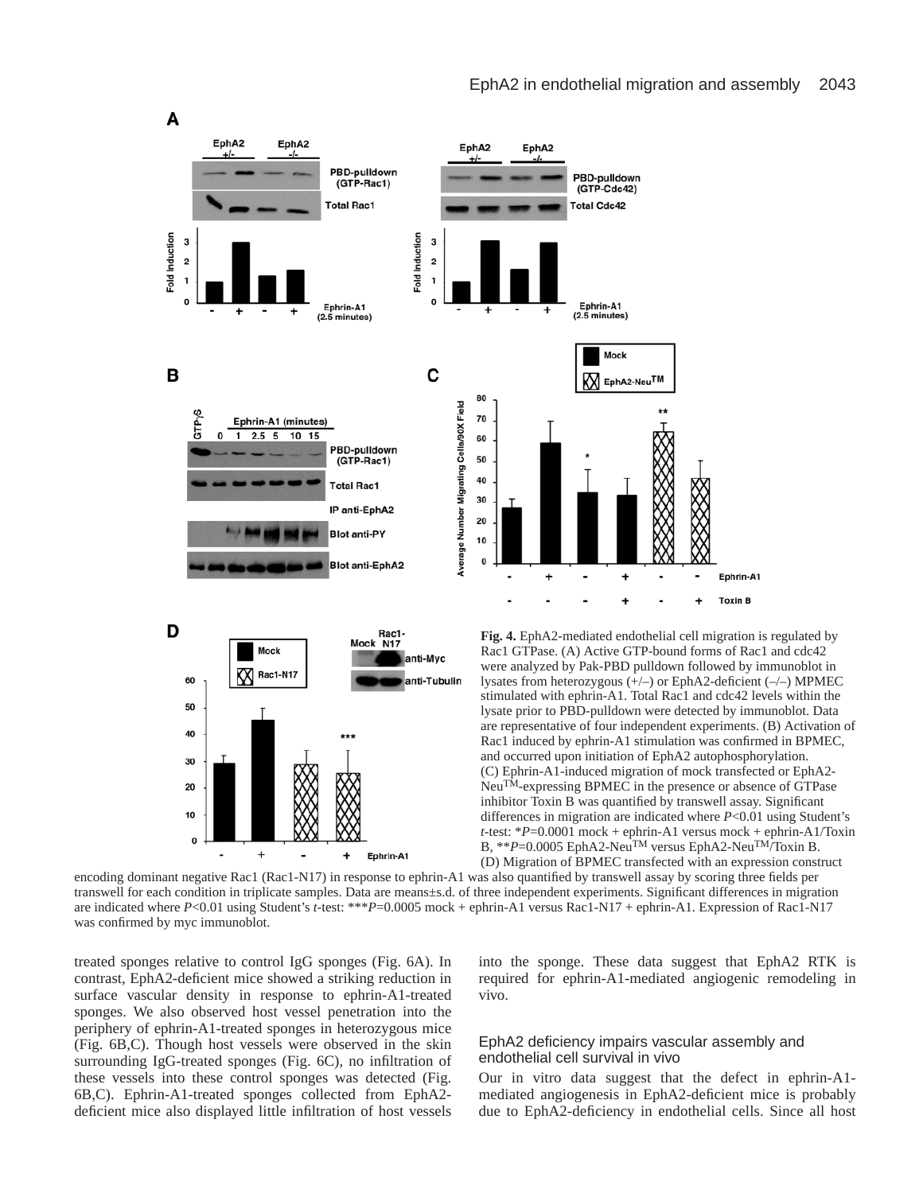**Fig. 4.** EphA2-mediated endothelial cell migration is regulated by Rac1 GTPase. (A) Active GTP-bound forms of Rac1 and cdc42 were analyzed by Pak-PBD pulldown followed by immunoblot in lysates from heterozygous (+/–) or EphA2-deficient (–/–) MPMEC stimulated with ephrin-A1. Total Rac1 and cdc42 levels within the lysate prior to PBD-pulldown were detected by immunoblot. Data are representative of four independent experiments. (B) Activation of Rac1 induced by ephrin-A1 stimulation was confirmed in BPMEC, and occurred upon initiation of EphA2 autophosphorylation. (C) Ephrin-A1-induced migration of mock transfected or EphA2-Neu$^{TM}$-expressing BPMEC in the presence or absence of GTPase inhibitor Toxin B was quantified by transwell assay. Significant differences in migration are indicated where $P<0.01$ using Student's *t*-test: \*$P$=0.0001 mock + ephrin-A1 versus mock + ephrin-A1/Toxin B, \*\*$P$=0.0005 EphA2-Neu$^{TM}$ versus EphA2-Neu$^{TM}$/Toxin B. (D) Migration of BPMEC transfected with an expression construct encoding dominant negative Rac1 (Rac1-N17) in response to ephrin-A1 was also quantified by transwell assay by scoring three fields per transwell for each condition in triplicate samples. Data are means±s.d. of three independent experiments. Significant differences in migration are indicated where $P<0.01$ using Student's *t*-test: \*\*\*$P$=0.0005 mock + ephrin-A1 versus Rac1-N17 + ephrin-A1. Expression of Rac1-N17 was confirmed by myc immunoblot.

treated sponges relative to control IgG sponges (Fig. 6A). In contrast, EphA2-deficient mice showed a striking reduction in surface vascular density in response to ephrin-A1-treated sponges. We also observed host vessel penetration into the periphery of ephrin-A1-treated sponges in heterozygous mice (Fig. 6B,C). Though host vessels were observed in the skin surrounding IgG-treated sponges (Fig. 6C), no infiltration of these vessels into these control sponges was detected (Fig. 6B,C). Ephrin-A1-treated sponges collected from EphA2-deficient mice also displayed little infiltration of host vessels into the sponge. These data suggest that EphA2 RTK is required for ephrin-A1-mediated angiogenic remodeling in vivo.

### EphA2 deficiency impairs vascular assembly and endothelial cell survival in vivo

Our in vitro data suggest that the defect in ephrin-A1-mediated angiogenesis in EphA2-deficient mice is probably due to EphA2-deficiency in endothelial cells. Since all host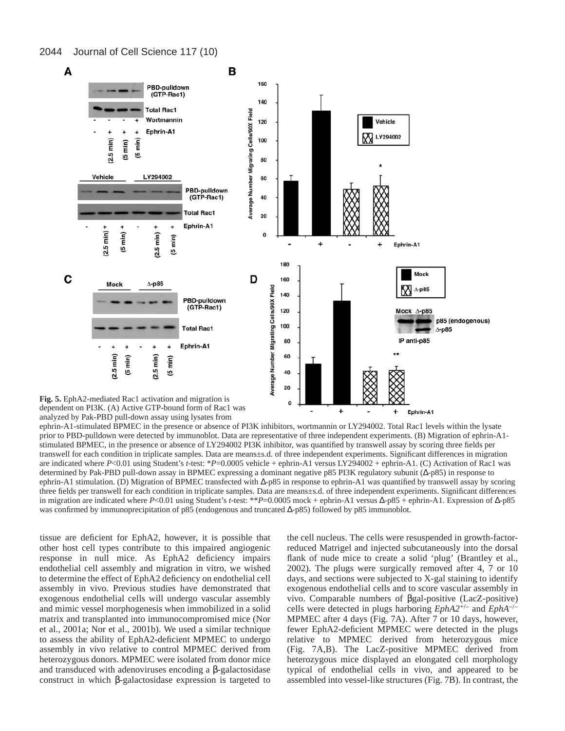**Fig. 5.** EphA2-mediated Rac1 activation and migration is dependent on PI3K. (A) Active GTP-bound form of Rac1 was analyzed by Pak-PBD pull-down assay using lysates from ephrin-A1-stimulated BPMEC in the presence or absence of PI3K inhibitors, wortmannin or LY294002. Total Rac1 levels within the lysate prior to PBD-pulldown were detected by immunoblot. Data are representative of three independent experiments. (B) Migration of ephrin-A1-stimulated BPMEC, in the presence or absence of LY294002 PI3K inhibitor, was quantified by transwell assay by scoring three fields per transwell for each condition in triplicate samples. Data are means±s.d. of three independent experiments. Significant differences in migration are indicated where $P<0.01$ using Student's *t*-test: \**P*=0.0005 vehicle + ephrin-A1 versus LY294002 + ephrin-A1. (C) Activation of Rac1 was determined by Pak-PBD pull-down assay in BPMEC expressing a dominant negative p85 PI3K regulatory subunit (Δ-p85) in response to ephrin-A1 stimulation. (D) Migration of BPMEC transfected with Δ-p85 in response to ephrin-A1 was quantified by transwell assay by scoring three fields per transwell for each condition in triplicate samples. Data are means±s.d. of three independent experiments. Significant differences in migration are indicated where $P<0.01$ using Student's *t*-test: \*\**P*=0.0005 mock + ephrin-A1 versus Δ-p85 + ephrin-A1. Expression of Δ-p85 was confirmed by immunoprecipitation of p85 (endogenous and truncated Δ-p85) followed by p85 immunoblot.

tissue are deficient for EphA2, however, it is possible that other host cell types contribute to this impaired angiogenic response in null mice. As EphA2 deficiency impairs endothelial cell assembly and migration in vitro, we wished to determine the effect of EphA2 deficiency on endothelial cell assembly in vivo. Previous studies have demonstrated that exogenous endothelial cells will undergo vascular assembly and mimic vessel morphogenesis when immobilized in a solid matrix and transplanted into immunocompromised mice (Nor et al., 2001a; Nor et al., 2001b). We used a similar technique to assess the ability of EphA2-deficient MPMEC to undergo assembly in vivo relative to control MPMEC derived from heterozygous donors. MPMEC were isolated from donor mice and transduced with adenoviruses encoding a β-galactosidase construct in which β-galactosidase expression is targeted to the cell nucleus. The cells were resuspended in growth-factor-reduced Matrigel and injected subcutaneously into the dorsal flank of nude mice to create a solid 'plug' (Brantley et al., 2002). The plugs were surgically removed after 4, 7 or 10 days, and sections were subjected to X-gal staining to identify exogenous endothelial cells and to score vascular assembly in vivo. Comparable numbers of βgal-positive (LacZ-positive) cells were detected in plugs harboring *EphA2*$^{+/-}$ and *EphA*$^{-/-}$ MPMEC after 4 days (Fig. 7A). After 7 or 10 days, however, fewer EphA2-deficient MPMEC were detected in the plugs relative to MPMEC derived from heterozygous mice (Fig. 7A,B). The LacZ-positive MPMEC derived from heterozygous mice displayed an elongated cell morphology typical of endothelial cells in vivo, and appeared to be assembled into vessel-like structures (Fig. 7B). In contrast, the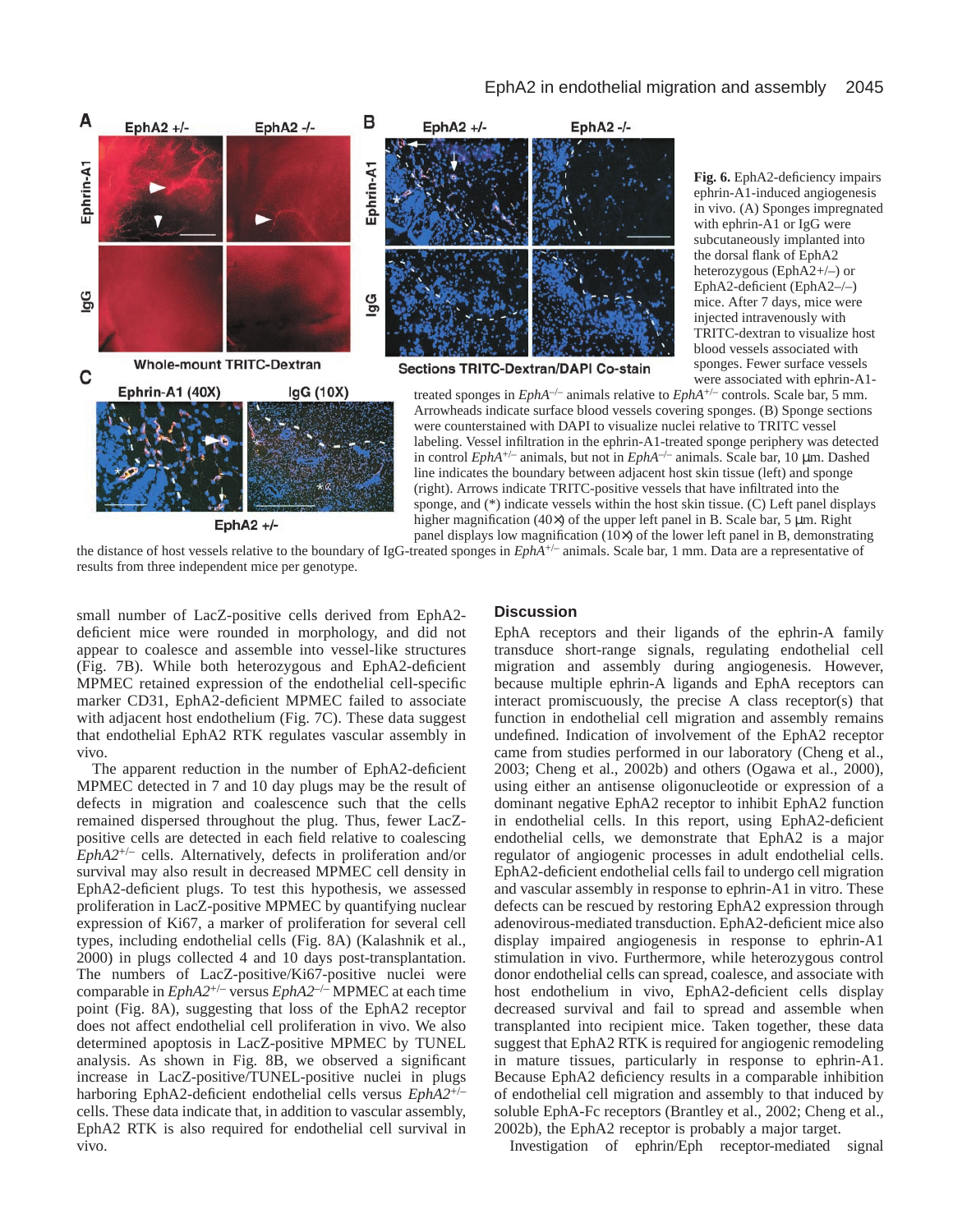**Fig. 6.** EphA2-deficiency impairs ephrin-A1-induced angiogenesis in vivo. (A) Sponges impregnated with ephrin-A1 or IgG were subcutaneously implanted into the dorsal flank of EphA2 heterozygous (EphA2+/–) or EphA2-deficient (EphA2–/–) mice. After 7 days, mice were injected intravenously with TRITC-dextran to visualize host blood vessels associated with sponges. Fewer surface vessels were associated with ephrin-A1-treated sponges in *EphA*$^{-/-}$ animals relative to *EphA*$^{+/-}$ controls. Scale bar, 5 mm. Arrowheads indicate surface blood vessels covering sponges. (B) Sponge sections were counterstained with DAPI to visualize nuclei relative to TRITC vessel labeling. Vessel infiltration in the ephrin-A1-treated sponge periphery was detected in control *EphA*$^{+/-}$ animals, but not in *EphA*$^{-/-}$ animals. Scale bar, 10 μm. Dashed line indicates the boundary between adjacent host skin tissue (left) and sponge (right). Arrows indicate TRITC-positive vessels that have infiltrated into the sponge, and (*) indicate vessels within the host skin tissue. (C) Left panel displays higher magnification (40×) of the upper left panel in B. Scale bar, 5 μm. Right panel displays low magnification (10×) of the lower left panel in B, demonstrating the distance of host vessels relative to the boundary of IgG-treated sponges in *EphA*$^{+/-}$ animals. Scale bar, 1 mm. Data are a representative of results from three independent mice per genotype.

small number of LacZ-positive cells derived from EphA2-deficient mice were rounded in morphology, and did not appear to coalesce and assemble into vessel-like structures (Fig. 7B). While both heterozygous and EphA2-deficient MPMEC retained expression of the endothelial cell-specific marker CD31, EphA2-deficient MPMEC failed to associate with adjacent host endothelium (Fig. 7C). These data suggest that endothelial EphA2 RTK regulates vascular assembly in vivo.

The apparent reduction in the number of EphA2-deficient MPMEC detected in 7 and 10 day plugs may be the result of defects in migration and coalescence such that the cells remained dispersed throughout the plug. Thus, fewer LacZ-positive cells are detected in each field relative to coalescing *EphA2*$^{+/-}$ cells. Alternatively, defects in proliferation and/or survival may also result in decreased MPMEC cell density in EphA2-deficient plugs. To test this hypothesis, we assessed proliferation in LacZ-positive MPMEC by quantifying nuclear expression of Ki67, a marker of proliferation for several cell types, including endothelial cells (Fig. 8A) (Kalashnik et al., 2000) in plugs collected 4 and 10 days post-transplantation. The numbers of LacZ-positive/Ki67-positive nuclei were comparable in *EphA2*$^{+/-}$ versus *EphA2*$^{-/-}$ MPMEC at each time point (Fig. 8A), suggesting that loss of the EphA2 receptor does not affect endothelial cell proliferation in vivo. We also determined apoptosis in LacZ-positive MPMEC by TUNEL analysis. As shown in Fig. 8B, we observed a significant increase in LacZ-positive/TUNEL-positive nuclei in plugs harboring EphA2-deficient endothelial cells versus *EphA2*$^{+/-}$ cells. These data indicate that, in addition to vascular assembly, EphA2 RTK is also required for endothelial cell survival in vivo.

## Discussion

EphA receptors and their ligands of the ephrin-A family transduce short-range signals, regulating endothelial cell migration and assembly during angiogenesis. However, because multiple ephrin-A ligands and EphA receptors can interact promiscuously, the precise A class receptor(s) that function in endothelial cell migration and assembly remains undefined. Indication of involvement of the EphA2 receptor came from studies performed in our laboratory (Cheng et al., 2003; Cheng et al., 2002b) and others (Ogawa et al., 2000), using either an antisense oligonucleotide or expression of a dominant negative EphA2 receptor to inhibit EphA2 function in endothelial cells. In this report, using EphA2-deficient endothelial cells, we demonstrate that EphA2 is a major regulator of angiogenic processes in adult endothelial cells. EphA2-deficient endothelial cells fail to undergo cell migration and vascular assembly in response to ephrin-A1 in vitro. These defects can be rescued by restoring EphA2 expression through adenovirus-mediated transduction. EphA2-deficient mice also display impaired angiogenesis in response to ephrin-A1 stimulation in vivo. Furthermore, while heterozygous control donor endothelial cells can spread, coalesce, and associate with host endothelium in vivo, EphA2-deficient cells display decreased survival and fail to spread and assemble when transplanted into recipient mice. Taken together, these data suggest that EphA2 RTK is required for angiogenic remodeling in mature tissues, particularly in response to ephrin-A1. Because EphA2 deficiency results in a comparable inhibition of endothelial cell migration and assembly to that induced by soluble EphA-Fc receptors (Brantley et al., 2002; Cheng et al., 2002b), the EphA2 receptor is probably a major target.

Investigation of ephrin/Eph receptor-mediated signal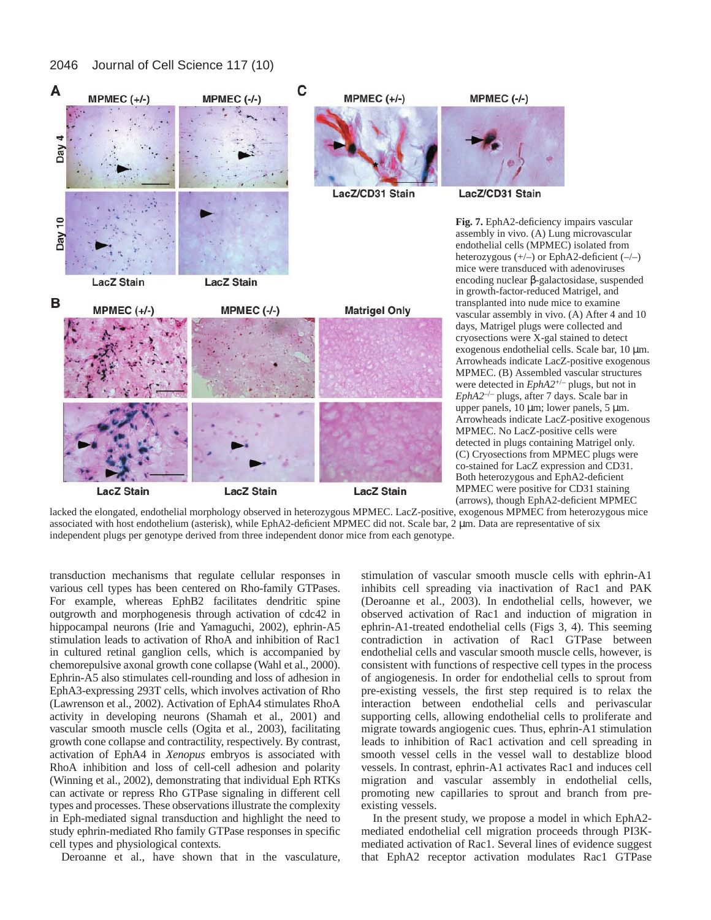**Fig. 7.** EphA2-deficiency impairs vascular assembly in vivo. (A) Lung microvascular endothelial cells (MPMEC) isolated from heterozygous (+/–) or EphA2-deficient (–/–) mice were transduced with adenoviruses encoding nuclear β-galactosidase, suspended in growth-factor-reduced Matrigel, and transplanted into nude mice to examine vascular assembly in vivo. (A) After 4 and 10 days, Matrigel plugs were collected and cryosections were X-gal stained to detect exogenous endothelial cells. Scale bar, 10 μm. Arrowheads indicate LacZ-positive exogenous MPMEC. (B) Assembled vascular structures were detected in *EphA2*$^{+/-}$ plugs, but not in *EphA2*$^{-/-}$ plugs, after 7 days. Scale bar in upper panels, 10 μm; lower panels, 5 μm. Arrowheads indicate LacZ-positive exogenous MPMEC. No LacZ-positive cells were detected in plugs containing Matrigel only. (C) Cryosections from MPMEC plugs were co-stained for LacZ expression and CD31. Both heterozygous and EphA2-deficient MPMEC were positive for CD31 staining (arrows), though EphA2-deficient MPMEC lacked the elongated, endothelial morphology observed in heterozygous MPMEC. LacZ-positive, exogenous MPMEC from heterozygous mice associated with host endothelium (asterisk), while EphA2-deficient MPMEC did not. Scale bar, 2 μm. Data are representative of six independent plugs per genotype derived from three independent donor mice from each genotype.

transduction mechanisms that regulate cellular responses in various cell types has been centered on Rho-family GTPases. For example, whereas EphB2 facilitates dendritic spine outgrowth and morphogenesis through activation of cdc42 in hippocampal neurons (Irie and Yamaguchi, 2002), ephrin-A5 stimulation leads to activation of RhoA and inhibition of Rac1 in cultured retinal ganglion cells, which is accompanied by chemorepulsive axonal growth cone collapse (Wahl et al., 2000). Ephrin-A5 also stimulates cell-rounding and loss of adhesion in EphA3-expressing 293T cells, which involves activation of Rho (Lawrenson et al., 2002). Activation of EphA4 stimulates RhoA activity in developing neurons (Shamah et al., 2001) and vascular smooth muscle cells (Ogita et al., 2003), facilitating growth cone collapse and contractility, respectively. By contrast, activation of EphA4 in *Xenopus* embryos is associated with RhoA inhibition and loss of cell-cell adhesion and polarity (Winning et al., 2002), demonstrating that individual Eph RTKs can activate or repress Rho GTPase signaling in different cell types and processes. These observations illustrate the complexity in Eph-mediated signal transduction and highlight the need to study ephrin-mediated Rho family GTPase responses in specific cell types and physiological contexts.

Deroanne et al., have shown that in the vasculature, stimulation of vascular smooth muscle cells with ephrin-A1 inhibits cell spreading via inactivation of Rac1 and PAK (Deroanne et al., 2003). In endothelial cells, however, we observed activation of Rac1 and induction of migration in ephrin-A1-treated endothelial cells (Figs 3, 4). This seeming contradiction in activation of Rac1 GTPase between endothelial cells and vascular smooth muscle cells, however, is consistent with functions of respective cell types in the process of angiogenesis. In order for endothelial cells to sprout from pre-existing vessels, the first step required is to relax the interaction between endothelial cells and perivascular supporting cells, allowing endothelial cells to proliferate and migrate towards angiogenic cues. Thus, ephrin-A1 stimulation leads to inhibition of Rac1 activation and cell spreading in smooth vessel cells in the vessel wall to destablize blood vessels. In contrast, ephrin-A1 activates Rac1 and induces cell migration and vascular assembly in endothelial cells, promoting new capillaries to sprout and branch from pre-existing vessels.

In the present study, we propose a model in which EphA2-mediated endothelial cell migration proceeds through PI3K-mediated activation of Rac1. Several lines of evidence suggest that EphA2 receptor activation modulates Rac1 GTPase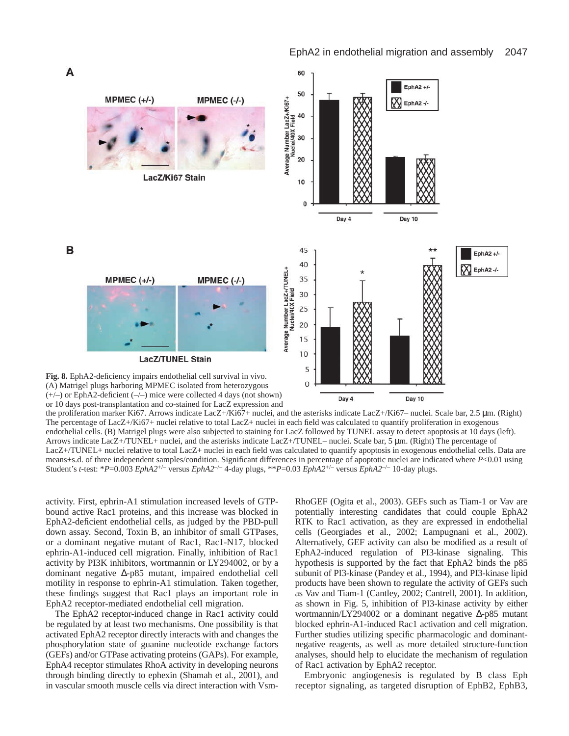**Fig. 8.** EphA2-deficiency impairs endothelial cell survival in vivo. (A) Matrigel plugs harboring MPMEC isolated from heterozygous (+/–) or EphA2-deficient (–/–) mice were collected 4 days (not shown) or 10 days post-transplantation and co-stained for LacZ expression and the proliferation marker Ki67. Arrows indicate LacZ+/Ki67+ nuclei, and the asterisks indicate LacZ+/Ki67– nuclei. Scale bar, 2.5 μm. (Right) The percentage of LacZ+/Ki67+ nuclei relative to total LacZ+ nuclei in each field was calculated to quantify proliferation in exogenous endothelial cells. (B) Matrigel plugs were also subjected to staining for LacZ followed by TUNEL assay to detect apoptosis at 10 days (left). Arrows indicate LacZ+/TUNEL+ nuclei, and the asterisks indicate LacZ+/TUNEL– nuclei. Scale bar, 5 μm. (Right) The percentage of LacZ+/TUNEL+ nuclei relative to total LacZ+ nuclei in each field was calculated to quantify apoptosis in exogenous endothelial cells. Data are means±s.d. of three independent samples/condition. Significant differences in percentage of apoptotic nuclei are indicated where $P<0.01$ using Student's *t*-test: *$P=0.003$ *EphA2*$^{+/-}$ versus *EphA2*$^{-/-}$ 4-day plugs, **$P=0.03$ *EphA2*$^{+/-}$ versus *EphA2*$^{-/-}$ 10-day plugs.

activity. First, ephrin-A1 stimulation increased levels of GTP-bound active Rac1 proteins, and this increase was blocked in EphA2-deficient endothelial cells, as judged by the PBD-pull down assay. Second, Toxin B, an inhibitor of small GTPases, or a dominant negative mutant of Rac1, Rac1-N17, blocked ephrin-A1-induced cell migration. Finally, inhibition of Rac1 activity by PI3K inhibitors, wortmannin or LY294002, or by a dominant negative Δ-p85 mutant, impaired endothelial cell motility in response to ephrin-A1 stimulation. Taken together, these findings suggest that Rac1 plays an important role in EphA2 receptor-mediated endothelial cell migration.

The EphA2 receptor-induced change in Rac1 activity could be regulated by at least two mechanisms. One possibility is that activated EphA2 receptor directly interacts with and changes the phosphorylation state of guanine nucleotide exchange factors (GEFs) and/or GTPase activating proteins (GAPs). For example, EphA4 receptor stimulates RhoA activity in developing neurons through binding directly to ephexin (Shamah et al., 2001), and in vascular smooth muscle cells via direct interaction with Vsm-RhoGEF (Ogita et al., 2003). GEFs such as Tiam-1 or Vav are potentially interesting candidates that could couple EphA2 RTK to Rac1 activation, as they are expressed in endothelial cells (Georgiades et al., 2002; Lampugnani et al., 2002). Alternatively, GEF activity can also be modified as a result of EphA2-induced regulation of PI3-kinase signaling. This hypothesis is supported by the fact that EphA2 binds the p85 subunit of PI3-kinase (Pandey et al., 1994), and PI3-kinase lipid products have been shown to regulate the activity of GEFs such as Vav and Tiam-1 (Cantley, 2002; Cantrell, 2001). In addition, as shown in Fig. 5, inhibition of PI3-kinase activity by either wortmannin/LY294002 or a dominant negative Δ-p85 mutant blocked ephrin-A1-induced Rac1 activation and cell migration. Further studies utilizing specific pharmacologic and dominant-negative reagents, as well as more detailed structure-function analyses, should help to elucidate the mechanism of regulation of Rac1 activation by EphA2 receptor.

Embryonic angiogenesis is regulated by B class Eph receptor signaling, as targeted disruption of EphB2, EphB3,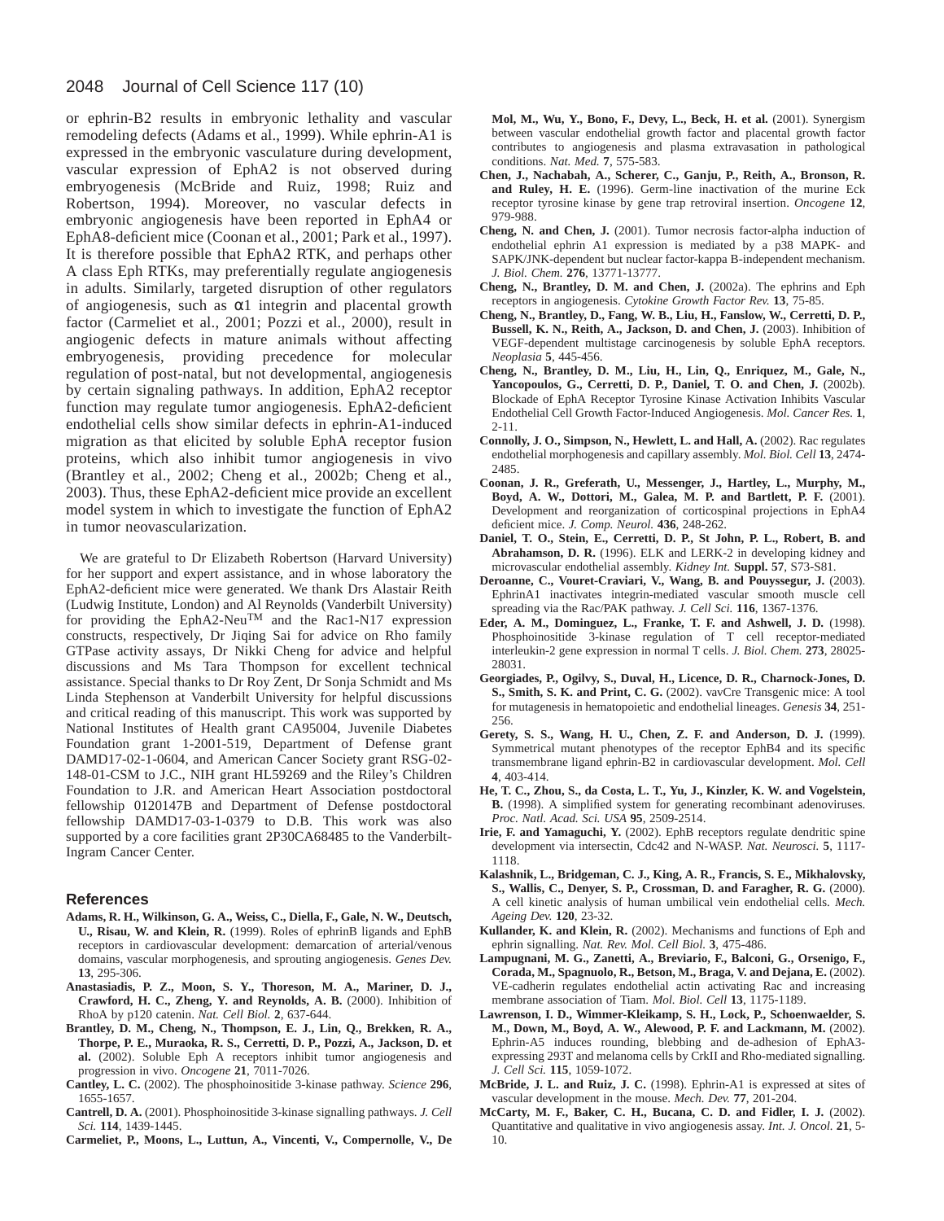or ephrin-B2 results in embryonic lethality and vascular remodeling defects (Adams et al., 1999). While ephrin-A1 is expressed in the embryonic vasculature during development, vascular expression of EphA2 is not observed during embryogenesis (McBride and Ruiz, 1998; Ruiz and Robertson, 1994). Moreover, no vascular defects in embryonic angiogenesis have been reported in EphA4 or EphA8-deficient mice (Coonan et al., 2001; Park et al., 1997). It is therefore possible that EphA2 RTK, and perhaps other A class Eph RTKs, may preferentially regulate angiogenesis in adults. Similarly, targeted disruption of other regulators of angiogenesis, such as α1 integrin and placental growth factor (Carmeliet et al., 2001; Pozzi et al., 2000), result in angiogenic defects in mature animals without affecting embryogenesis, providing precedence for molecular regulation of post-natal, but not developmental, angiogenesis by certain signaling pathways. In addition, EphA2 receptor function may regulate tumor angiogenesis. EphA2-deficient endothelial cells show similar defects in ephrin-A1-induced migration as that elicited by soluble EphA receptor fusion proteins, which also inhibit tumor angiogenesis in vivo (Brantley et al., 2002; Cheng et al., 2002b; Cheng et al., 2003). Thus, these EphA2-deficient mice provide an excellent model system in which to investigate the function of EphA2 in tumor neovascularization.

We are grateful to Dr Elizabeth Robertson (Harvard University) for her support and expert assistance, and in whose laboratory the EphA2-deficient mice were generated. We thank Drs Alastair Reith (Ludwig Institute, London) and Al Reynolds (Vanderbilt University) for providing the EphA2-Neu$^{TM}$ and the Rac1-N17 expression constructs, respectively, Dr Jiqing Sai for advice on Rho family GTPase activity assays, Dr Nikki Cheng for advice and helpful discussions and Ms Tara Thompson for excellent technical assistance. Special thanks to Dr Roy Zent, Dr Sonja Schmidt and Ms Linda Stephenson at Vanderbilt University for helpful discussions and critical reading of this manuscript. This work was supported by National Institutes of Health grant CA95004, Juvenile Diabetes Foundation grant 1-2001-519, Department of Defense grant DAMD17-02-1-0604, and American Cancer Society grant RSG-02-148-01-CSM to J.C., NIH grant HL59269 and the Riley's Children Foundation to J.R. and American Heart Association postdoctoral fellowship 0120147B and Department of Defense postdoctoral fellowship DAMD17-03-1-0379 to D.B. This work was also supported by a core facilities grant 2P30CA68485 to the Vanderbilt-Ingram Cancer Center.

## References

**Adams, R. H., Wilkinson, G. A., Weiss, C., Diella, F., Gale, N. W., Deutsch, U., Risau, W. and Klein, R.** (1999). Roles of ephrinB ligands and EphB receptors in cardiovascular development: demarcation of arterial/venous domains, vascular morphogenesis, and sprouting angiogenesis. *Genes Dev.* **13**, 295-306.

**Anastasiadis, P. Z., Moon, S. Y., Thoreson, M. A., Mariner, D. J., Crawford, H. C., Zheng, Y. and Reynolds, A. B.** (2000). Inhibition of RhoA by p120 catenin. *Nat. Cell Biol.* **2**, 637-644.

**Brantley, D. M., Cheng, N., Thompson, E. J., Lin, Q., Brekken, R. A., Thorpe, P. E., Muraoka, R. S., Cerretti, D. P., Pozzi, A., Jackson, D. et al.** (2002). Soluble Eph A receptors inhibit tumor angiogenesis and progression in vivo. *Oncogene* **21**, 7011-7026.

**Cantley, L. C.** (2002). The phosphoinositide 3-kinase pathway. *Science* **296**, 1655-1657.

**Cantrell, D. A.** (2001). Phosphoinositide 3-kinase signalling pathways. *J. Cell Sci.* **114**, 1439-1445.

**Carmeliet, P., Moons, L., Luttun, A., Vincenti, V., Compernolle, V., De Mol, M., Wu, Y., Bono, F., Devy, L., Beck, H. et al.** (2001). Synergism between vascular endothelial growth factor and placental growth factor contributes to angiogenesis and plasma extravasation in pathological conditions. *Nat. Med.* **7**, 575-583.

**Chen, J., Nachabah, A., Scherer, C., Ganju, P., Reith, A., Bronson, R. and Ruley, H. E.** (1996). Germ-line inactivation of the murine Eck receptor tyrosine kinase by gene trap retroviral insertion. *Oncogene* **12**, 979-988.

**Cheng, N. and Chen, J.** (2001). Tumor necrosis factor-alpha induction of endothelial ephrin A1 expression is mediated by a p38 MAPK- and SAPK/JNK-dependent but nuclear factor-kappa B-independent mechanism. *J. Biol. Chem.* **276**, 13771-13777.

**Cheng, N., Brantley, D. M. and Chen, J.** (2002a). The ephrins and Eph receptors in angiogenesis. *Cytokine Growth Factor Rev.* **13**, 75-85.

**Cheng, N., Brantley, D., Fang, W. B., Liu, H., Fanslow, W., Cerretti, D. P., Bussell, K. N., Reith, A., Jackson, D. and Chen, J.** (2003). Inhibition of VEGF-dependent multistage carcinogenesis by soluble EphA receptors. *Neoplasia* **5**, 445-456.

**Cheng, N., Brantley, D. M., Liu, H., Lin, Q., Enriquez, M., Gale, N., Yancopoulos, G., Cerretti, D. P., Daniel, T. O. and Chen, J.** (2002b). Blockade of EphA Receptor Tyrosine Kinase Activation Inhibits Vascular Endothelial Cell Growth Factor-Induced Angiogenesis. *Mol. Cancer Res.* **1**, 2-11.

**Connolly, J. O., Simpson, N., Hewlett, L. and Hall, A.** (2002). Rac regulates endothelial morphogenesis and capillary assembly. *Mol. Biol. Cell* **13**, 2474-2485.

**Coonan, J. R., Greferath, U., Messenger, J., Hartley, L., Murphy, M., Boyd, A. W., Dottori, M., Galea, M. P. and Bartlett, P. F.** (2001). Development and reorganization of corticospinal projections in EphA4 deficient mice. *J. Comp. Neurol.* **436**, 248-262.

**Daniel, T. O., Stein, E., Cerretti, D. P., St John, P. L., Robert, B. and Abrahamson, D. R.** (1996). ELK and LERK-2 in developing kidney and microvascular endothelial assembly. *Kidney Int.* **Suppl. 57**, S73-S81.

**Deroanne, C., Vouret-Craviari, V., Wang, B. and Pouyssegur, J.** (2003). EphrinA1 inactivates integrin-mediated vascular smooth muscle cell spreading via the Rac/PAK pathway. *J. Cell Sci.* **116**, 1367-1376.

**Eder, A. M., Dominguez, L., Franke, T. F. and Ashwell, J. D.** (1998). Phosphoinositide 3-kinase regulation of T cell receptor-mediated interleukin-2 gene expression in normal T cells. *J. Biol. Chem.* **273**, 28025-28031.

**Georgiades, P., Ogilvy, S., Duval, H., Licence, D. R., Charnock-Jones, D. S., Smith, S. K. and Print, C. G.** (2002). vavCre Transgenic mice: A tool for mutagenesis in hematopoietic and endothelial lineages. *Genesis* **34**, 251-256.

**Gerety, S. S., Wang, H. U., Chen, Z. F. and Anderson, D. J.** (1999). Symmetrical mutant phenotypes of the receptor EphB4 and its specific transmembrane ligand ephrin-B2 in cardiovascular development. *Mol. Cell* **4**, 403-414.

**He, T. C., Zhou, S., da Costa, L. T., Yu, J., Kinzler, K. W. and Vogelstein, B.** (1998). A simplified system for generating recombinant adenoviruses. *Proc. Natl. Acad. Sci. USA* **95**, 2509-2514.

**Irie, F. and Yamaguchi, Y.** (2002). EphB receptors regulate dendritic spine development via intersectin, Cdc42 and N-WASP. *Nat. Neurosci.* **5**, 1117-1118.

**Kalashnik, L., Bridgeman, C. J., King, A. R., Francis, S. E., Mikhalovsky, S., Wallis, C., Denyer, S. P., Crossman, D. and Faragher, R. G.** (2000). A cell kinetic analysis of human umbilical vein endothelial cells. *Mech. Ageing Dev.* **120**, 23-32.

**Kullander, K. and Klein, R.** (2002). Mechanisms and functions of Eph and ephrin signalling. *Nat. Rev. Mol. Cell Biol.* **3**, 475-486.

**Lampugnani, M. G., Zanetti, A., Breviario, F., Balconi, G., Orsenigo, F., Corada, M., Spagnuolo, R., Betson, M., Braga, V. and Dejana, E.** (2002). VE-cadherin regulates endothelial actin activating Rac and increasing membrane association of Tiam. *Mol. Biol. Cell* **13**, 1175-1189.

**Lawrenson, I. D., Wimmer-Kleikamp, S. H., Lock, P., Schoenwaelder, S. M., Down, M., Boyd, A. W., Alewood, P. F. and Lackmann, M.** (2002). Ephrin-A5 induces rounding, blebbing and de-adhesion of EphA3-expressing 293T and melanoma cells by CrkII and Rho-mediated signalling. *J. Cell Sci.* **115**, 1059-1072.

**McBride, J. L. and Ruiz, J. C.** (1998). Ephrin-A1 is expressed at sites of vascular development in the mouse. *Mech. Dev.* **77**, 201-204.

**McCarty, M. F., Baker, C. H., Bucana, C. D. and Fidler, I. J.** (2002). Quantitative and qualitative in vivo angiogenesis assay. *Int. J. Oncol.* **21**, 5-10.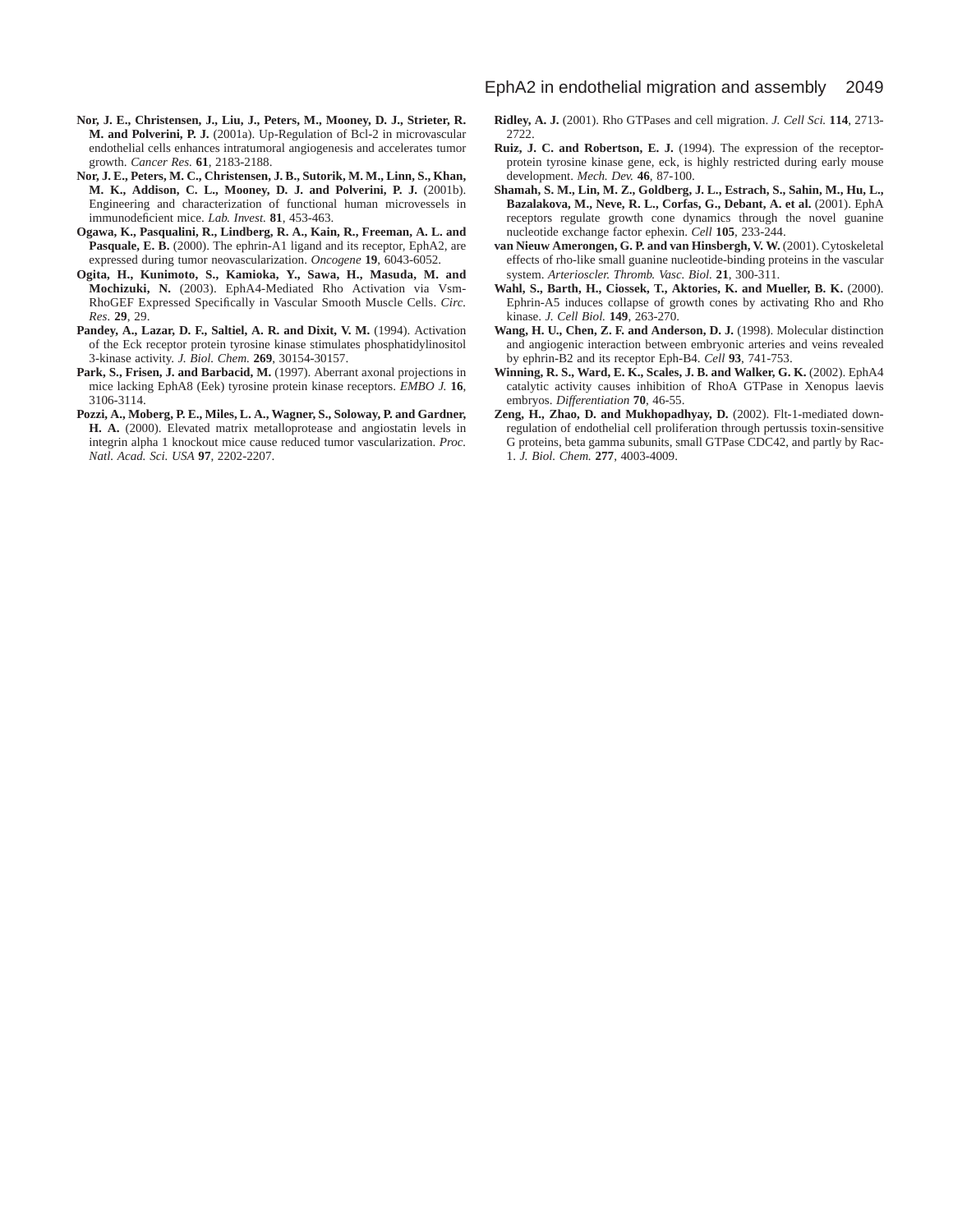**Nor, J. E., Christensen, J., Liu, J., Peters, M., Mooney, D. J., Strieter, R. M. and Polverini, P. J.** (2001a). Up-Regulation of Bcl-2 in microvascular endothelial cells enhances intratumoral angiogenesis and accelerates tumor growth. *Cancer Res.* **61**, 2183-2188.

**Nor, J. E., Peters, M. C., Christensen, J. B., Sutorik, M. M., Linn, S., Khan, M. K., Addison, C. L., Mooney, D. J. and Polverini, P. J.** (2001b). Engineering and characterization of functional human microvessels in immunodeficient mice. *Lab. Invest.* **81**, 453-463.

**Ogawa, K., Pasqualini, R., Lindberg, R. A., Kain, R., Freeman, A. L. and Pasquale, E. B.** (2000). The ephrin-A1 ligand and its receptor, EphA2, are expressed during tumor neovascularization. *Oncogene* **19**, 6043-6052.

**Ogita, H., Kunimoto, S., Kamioka, Y., Sawa, H., Masuda, M. and Mochizuki, N.** (2003). EphA4-Mediated Rho Activation via Vsm-RhoGEF Expressed Specifically in Vascular Smooth Muscle Cells. *Circ. Res.* **29**, 29.

**Pandey, A., Lazar, D. F., Saltiel, A. R. and Dixit, V. M.** (1994). Activation of the Eck receptor protein tyrosine kinase stimulates phosphatidylinositol 3-kinase activity. *J. Biol. Chem.* **269**, 30154-30157.

**Park, S., Frisen, J. and Barbacid, M.** (1997). Aberrant axonal projections in mice lacking EphA8 (Eek) tyrosine protein kinase receptors. *EMBO J.* **16**, 3106-3114.

**Pozzi, A., Moberg, P. E., Miles, L. A., Wagner, S., Soloway, P. and Gardner, H. A.** (2000). Elevated matrix metalloprotease and angiostatin levels in integrin alpha 1 knockout mice cause reduced tumor vascularization. *Proc. Natl. Acad. Sci. USA* **97**, 2202-2207.

**Ridley, A. J.** (2001). Rho GTPases and cell migration. *J. Cell Sci.* **114**, 2713-2722.

**Ruiz, J. C. and Robertson, E. J.** (1994). The expression of the receptor-protein tyrosine kinase gene, eck, is highly restricted during early mouse development. *Mech. Dev.* **46**, 87-100.

**Shamah, S. M., Lin, M. Z., Goldberg, J. L., Estrach, S., Sahin, M., Hu, L., Bazalakova, M., Neve, R. L., Corfas, G., Debant, A. et al.** (2001). EphA receptors regulate growth cone dynamics through the novel guanine nucleotide exchange factor ephexin. *Cell* **105**, 233-244.

**van Nieuw Amerongen, G. P. and van Hinsbergh, V. W.** (2001). Cytoskeletal effects of rho-like small guanine nucleotide-binding proteins in the vascular system. *Arterioscler. Thromb. Vasc. Biol.* **21**, 300-311.

**Wahl, S., Barth, H., Ciossek, T., Aktories, K. and Mueller, B. K.** (2000). Ephrin-A5 induces collapse of growth cones by activating Rho and Rho kinase. *J. Cell Biol.* **149**, 263-270.

**Wang, H. U., Chen, Z. F. and Anderson, D. J.** (1998). Molecular distinction and angiogenic interaction between embryonic arteries and veins revealed by ephrin-B2 and its receptor Eph-B4. *Cell* **93**, 741-753.

**Winning, R. S., Ward, E. K., Scales, J. B. and Walker, G. K.** (2002). EphA4 catalytic activity causes inhibition of RhoA GTPase in Xenopus laevis embryos. *Differentiation* **70**, 46-55.

**Zeng, H., Zhao, D. and Mukhopadhyay, D.** (2002). Flt-1-mediated down-regulation of endothelial cell proliferation through pertussis toxin-sensitive G proteins, beta gamma subunits, small GTPase CDC42, and partly by Rac-1. *J. Biol. Chem.* **277**, 4003-4009.